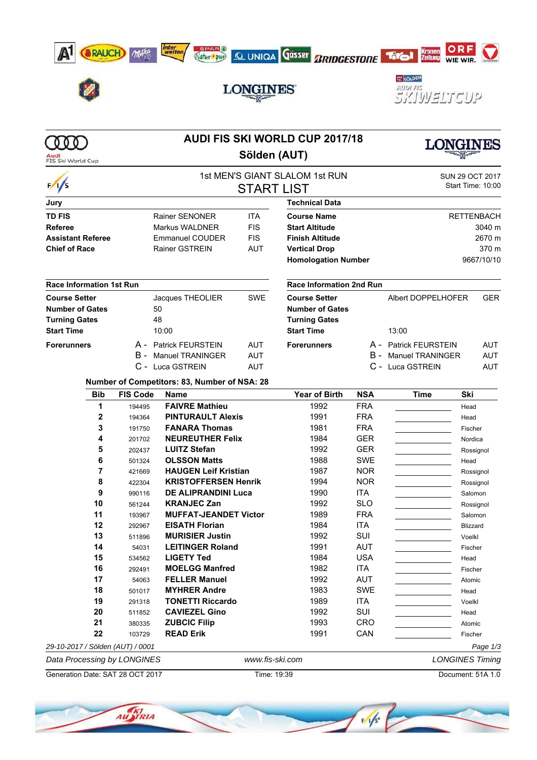# AUDI FIS SKI WORLD CUP 2017/18

## Sölden (AUT)

### 1st MEN'S GIANT SLALOM 1st RUN
### START LIST

SUN 29 OCT 2017
Start Time: 10:00

| Jury | | |
|---|---|---|
| **TD FIS** | Rainer SENONER | ITA |
| **Referee** | Markus WALDNER | FIS |
| **Assistant Referee** | Emmanuel COUDER | FIS |
| **Chief of Race** | Rainer GSTREIN | AUT |

| Technical Data | |
|---|---|
| **Course Name** | RETTENBACH |
| **Start Altitude** | 3040 m |
| **Finish Altitude** | 2670 m |
| **Vertical Drop** | 370 m |
| **Homologation Number** | 9667/10/10 |

| Race Information 1st Run | | |
|---|---|---|
| **Course Setter** | Jacques THEOLIER | SWE |
| **Number of Gates** | 50 | |
| **Turning Gates** | 48 | |
| **Start Time** | 10:00 | |
| **Forerunners** | A - Patrick FEURSTEIN | AUT |
| | B - Manuel TRANINGER | AUT |
| | C - Luca GSTREIN | AUT |

| Race Information 2nd Run | | |
|---|---|---|
| **Course Setter** | Albert DOPPELHOFER | GER |
| **Number of Gates** | | |
| **Turning Gates** | | |
| **Start Time** | 13:00 | |
| **Forerunners** | A - Patrick FEURSTEIN | AUT |
| | B - Manuel TRANINGER | AUT |
| | C - Luca GSTREIN | AUT |

**Number of Competitors: 83, Number of NSA: 28**

| Bib | FIS Code | Name | Year of Birth | NSA | Time | Ski |
|---|---|---|---|---|---|---|
| 1 | 194495 | **FAIVRE Mathieu** | 1992 | FRA | | Head |
| 2 | 194364 | **PINTURAULT Alexis** | 1991 | FRA | | Head |
| 3 | 191750 | **FANARA Thomas** | 1981 | FRA | | Fischer |
| 4 | 201702 | **NEUREUTHER Felix** | 1984 | GER | | Nordica |
| 5 | 202437 | **LUITZ Stefan** | 1992 | GER | | Rossignol |
| 6 | 501324 | **OLSSON Matts** | 1988 | SWE | | Head |
| 7 | 421669 | **HAUGEN Leif Kristian** | 1987 | NOR | | Rossignol |
| 8 | 422304 | **KRISTOFFERSEN Henrik** | 1994 | NOR | | Rossignol |
| 9 | 990116 | **DE ALIPRANDINI Luca** | 1990 | ITA | | Salomon |
| 10 | 561244 | **KRANJEC Zan** | 1992 | SLO | | Rossignol |
| 11 | 193967 | **MUFFAT-JEANDET Victor** | 1989 | FRA | | Salomon |
| 12 | 292967 | **EISATH Florian** | 1984 | ITA | | Blizzard |
| 13 | 511896 | **MURISIER Justin** | 1992 | SUI | | Voelkl |
| 14 | 54031 | **LEITINGER Roland** | 1991 | AUT | | Fischer |
| 15 | 534562 | **LIGETY Ted** | 1984 | USA | | Head |
| 16 | 292491 | **MOELGG Manfred** | 1982 | ITA | | Fischer |
| 17 | 54063 | **FELLER Manuel** | 1992 | AUT | | Atomic |
| 18 | 501017 | **MYHRER Andre** | 1983 | SWE | | Head |
| 19 | 291318 | **TONETTI Riccardo** | 1989 | ITA | | Voelkl |
| 20 | 511852 | **CAVIEZEL Gino** | 1992 | SUI | | Head |
| 21 | 380335 | **ZUBCIC Filip** | 1993 | CRO | | Atomic |
| 22 | 103729 | **READ Erik** | 1991 | CAN | | Fischer |

29-10-2017 / Sölden (AUT) / 0001

Data Processing by LONGINES — www.fis-ski.com — LONGINES Timing

Generation Date: SAT 28 OCT 2017 — Time: 19:39 — Document: 51A 1.0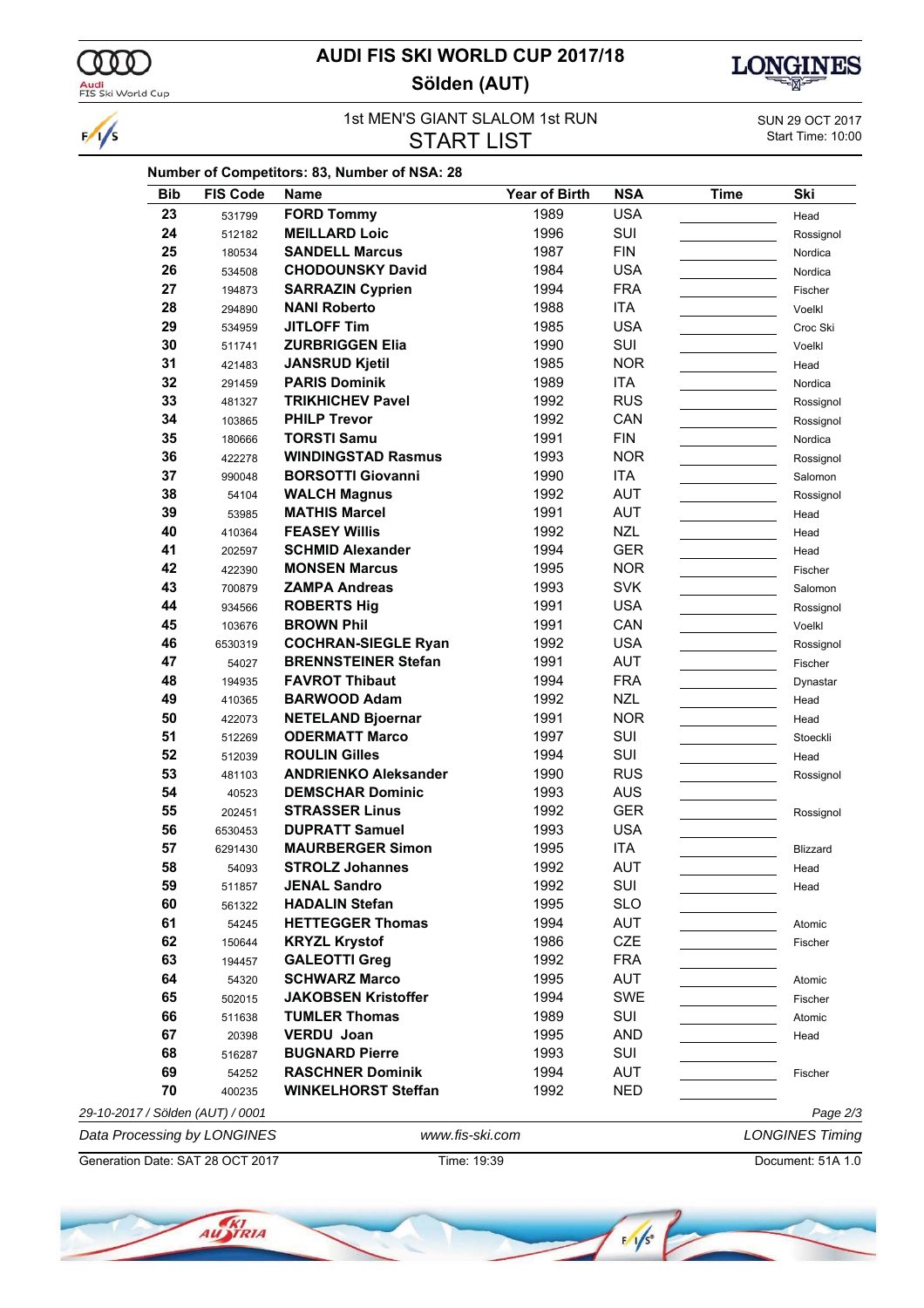# AUDI FIS SKI WORLD CUP 2017/18

## Sölden (AUT)

1st MEN'S GIANT SLALOM 1st RUN

START LIST

SUN 29 OCT 2017
Start Time: 10:00

**Number of Competitors: 83, Number of NSA: 28**

| Bib | FIS Code | Name | Year of Birth | NSA | Time | Ski |
|---|---|---|---|---|---|---|
| 23 | 531799 | FORD Tommy | 1989 | USA | | Head |
| 24 | 512182 | MEILLARD Loic | 1996 | SUI | | Rossignol |
| 25 | 180534 | SANDELL Marcus | 1987 | FIN | | Nordica |
| 26 | 534508 | CHODOUNSKY David | 1984 | USA | | Nordica |
| 27 | 194873 | SARRAZIN Cyprien | 1994 | FRA | | Fischer |
| 28 | 294890 | NANI Roberto | 1988 | ITA | | Voelkl |
| 29 | 534959 | JITLOFF Tim | 1985 | USA | | Croc Ski |
| 30 | 511741 | ZURBRIGGEN Elia | 1990 | SUI | | Voelkl |
| 31 | 421483 | JANSRUD Kjetil | 1985 | NOR | | Head |
| 32 | 291459 | PARIS Dominik | 1989 | ITA | | Nordica |
| 33 | 481327 | TRIKHICHEV Pavel | 1992 | RUS | | Rossignol |
| 34 | 103865 | PHILP Trevor | 1992 | CAN | | Rossignol |
| 35 | 180666 | TORSTI Samu | 1991 | FIN | | Nordica |
| 36 | 422278 | WINDINGSTAD Rasmus | 1993 | NOR | | Rossignol |
| 37 | 990048 | BORSOTTI Giovanni | 1990 | ITA | | Salomon |
| 38 | 54104 | WALCH Magnus | 1992 | AUT | | Rossignol |
| 39 | 53985 | MATHIS Marcel | 1991 | AUT | | Head |
| 40 | 410364 | FEASEY Willis | 1992 | NZL | | Head |
| 41 | 202597 | SCHMID Alexander | 1994 | GER | | Head |
| 42 | 422390 | MONSEN Marcus | 1995 | NOR | | Fischer |
| 43 | 700879 | ZAMPA Andreas | 1993 | SVK | | Salomon |
| 44 | 934566 | ROBERTS Hig | 1991 | USA | | Rossignol |
| 45 | 103676 | BROWN Phil | 1991 | CAN | | Voelkl |
| 46 | 6530319 | COCHRAN-SIEGLE Ryan | 1992 | USA | | Rossignol |
| 47 | 54027 | BRENNSTEINER Stefan | 1991 | AUT | | Fischer |
| 48 | 194935 | FAVROT Thibaut | 1994 | FRA | | Dynastar |
| 49 | 410365 | BARWOOD Adam | 1992 | NZL | | Head |
| 50 | 422073 | NETELAND Bjoernar | 1991 | NOR | | Head |
| 51 | 512269 | ODERMATT Marco | 1997 | SUI | | Stoeckli |
| 52 | 512039 | ROULIN Gilles | 1994 | SUI | | Head |
| 53 | 481103 | ANDRIENKO Aleksander | 1990 | RUS | | Rossignol |
| 54 | 40523 | DEMSCHAR Dominic | 1993 | AUS | | |
| 55 | 202451 | STRASSER Linus | 1992 | GER | | Rossignol |
| 56 | 6530453 | DUPRATT Samuel | 1993 | USA | | |
| 57 | 6291430 | MAURBERGER Simon | 1995 | ITA | | Blizzard |
| 58 | 54093 | STROLZ Johannes | 1992 | AUT | | Head |
| 59 | 511857 | JENAL Sandro | 1992 | SUI | | Head |
| 60 | 561322 | HADALIN Stefan | 1995 | SLO | | |
| 61 | 54245 | HETTEGGER Thomas | 1994 | AUT | | Atomic |
| 62 | 150644 | KRYZL Krystof | 1986 | CZE | | Fischer |
| 63 | 194457 | GALEOTTI Greg | 1992 | FRA | | |
| 64 | 54320 | SCHWARZ Marco | 1995 | AUT | | Atomic |
| 65 | 502015 | JAKOBSEN Kristoffer | 1994 | SWE | | Fischer |
| 66 | 511638 | TUMLER Thomas | 1989 | SUI | | Atomic |
| 67 | 20398 | VERDU Joan | 1995 | AND | | Head |
| 68 | 516287 | BUGNARD Pierre | 1993 | SUI | | |
| 69 | 54252 | RASCHNER Dominik | 1994 | AUT | | Fischer |
| 70 | 400235 | WINKELHORST Steffan | 1992 | NED | | |

*29-10-2017 / Sölden (AUT) / 0001*

*Data Processing by LONGINES* *www.fis-ski.com* *LONGINES Timing*

Generation Date: SAT 28 OCT 2017 Time: 19:39 Document: 51A 1.0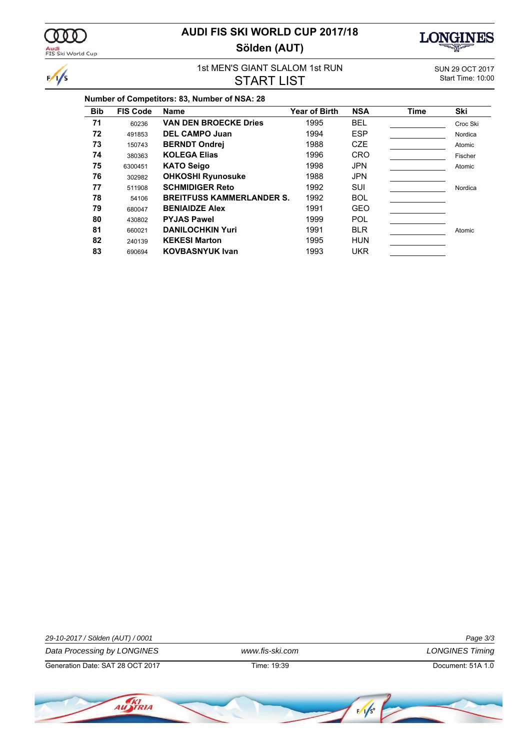# AUDI FIS SKI WORLD CUP 2017/18

## Sölden (AUT)

1st MEN'S GIANT SLALOM 1st RUN

START LIST

SUN 29 OCT 2017
Start Time: 10:00

**Number of Competitors: 83, Number of NSA: 28**

| Bib | FIS Code | Name | Year of Birth | NSA | Time | Ski |
|---|---|---|---|---|---|---|
| 71 | 60236 | **VAN DEN BROECKE Dries** | 1995 | BEL | | Croc Ski |
| 72 | 491853 | **DEL CAMPO Juan** | 1994 | ESP | | Nordica |
| 73 | 150743 | **BERNDT Ondrej** | 1988 | CZE | | Atomic |
| 74 | 380363 | **KOLEGA Elias** | 1996 | CRO | | Fischer |
| 75 | 6300451 | **KATO Seigo** | 1998 | JPN | | Atomic |
| 76 | 302982 | **OHKOSHI Ryunosuke** | 1988 | JPN | | |
| 77 | 511908 | **SCHMIDIGER Reto** | 1992 | SUI | | Nordica |
| 78 | 54106 | **BREITFUSS KAMMERLANDER S.** | 1992 | BOL | | |
| 79 | 680047 | **BENIAIDZE Alex** | 1991 | GEO | | |
| 80 | 430802 | **PYJAS Pawel** | 1999 | POL | | |
| 81 | 660021 | **DANILOCHKIN Yuri** | 1991 | BLR | | Atomic |
| 82 | 240139 | **KEKESI Marton** | 1995 | HUN | | |
| 83 | 690694 | **KOVBASNYUK Ivan** | 1993 | UKR | | |

*29-10-2017 / Sölden (AUT) / 0001*

*Data Processing by LONGINES* | *www.fis-ski.com* | *LONGINES Timing*

Generation Date: SAT 28 OCT 2017 | Time: 19:39 | Document: 51A 1.0